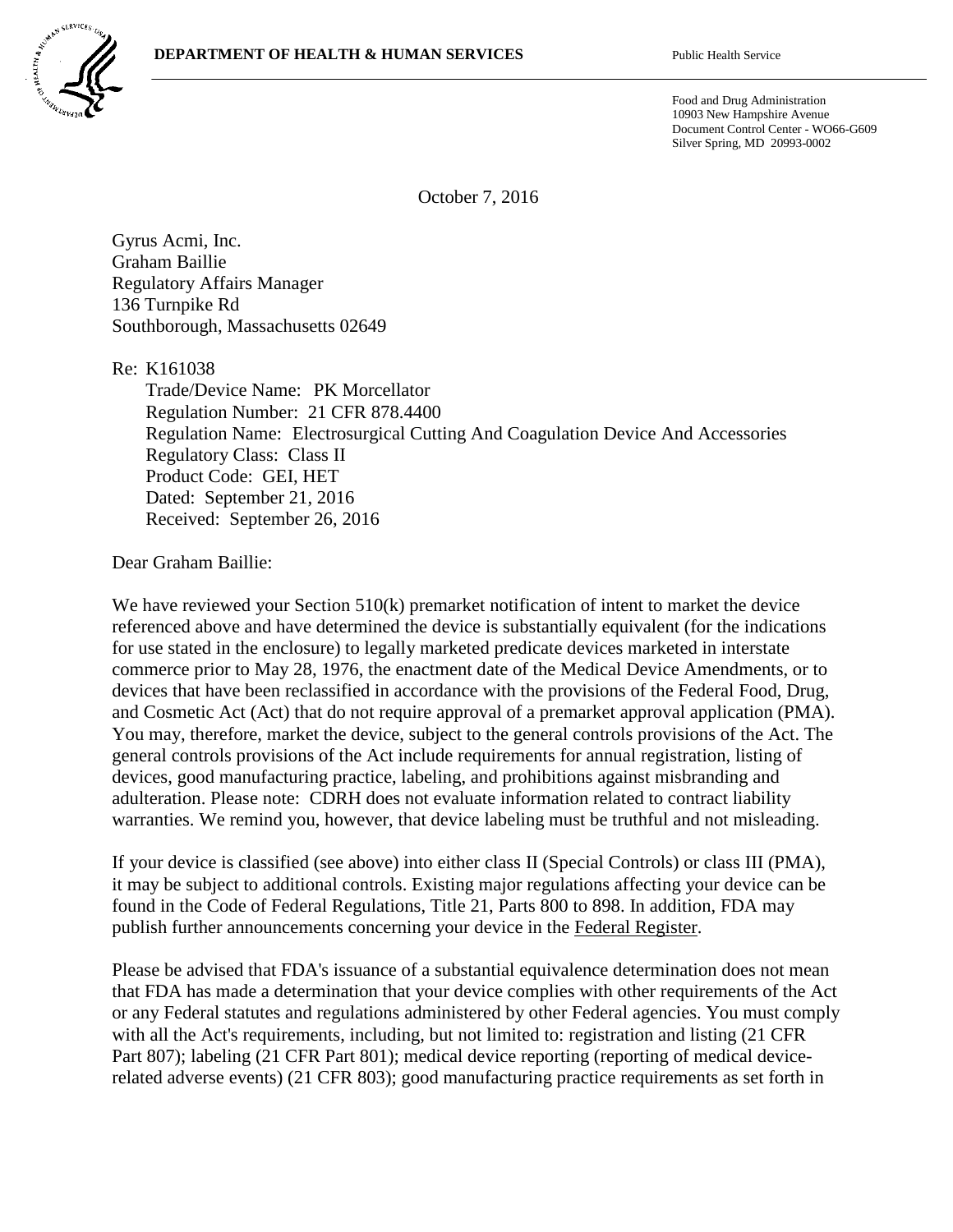**DEPARTMENT OF HEALTH & HUMAN SERVICES** Public Health Service

Food and Drug Administration
10903 New Hampshire Avenue
Document Control Center - WO66-G609
Silver Spring, MD 20993-0002

October 7, 2016

Gyrus Acmi, Inc.
Graham Baillie
Regulatory Affairs Manager
136 Turnpike Rd
Southborough, Massachusetts 02649

Re: K161038
Trade/Device Name: PK Morcellator
Regulation Number: 21 CFR 878.4400
Regulation Name: Electrosurgical Cutting And Coagulation Device And Accessories
Regulatory Class: Class II
Product Code: GEI, HET
Dated: September 21, 2016
Received: September 26, 2016

Dear Graham Baillie:

We have reviewed your Section 510(k) premarket notification of intent to market the device referenced above and have determined the device is substantially equivalent (for the indications for use stated in the enclosure) to legally marketed predicate devices marketed in interstate commerce prior to May 28, 1976, the enactment date of the Medical Device Amendments, or to devices that have been reclassified in accordance with the provisions of the Federal Food, Drug, and Cosmetic Act (Act) that do not require approval of a premarket approval application (PMA). You may, therefore, market the device, subject to the general controls provisions of the Act. The general controls provisions of the Act include requirements for annual registration, listing of devices, good manufacturing practice, labeling, and prohibitions against misbranding and adulteration. Please note: CDRH does not evaluate information related to contract liability warranties. We remind you, however, that device labeling must be truthful and not misleading.

If your device is classified (see above) into either class II (Special Controls) or class III (PMA), it may be subject to additional controls. Existing major regulations affecting your device can be found in the Code of Federal Regulations, Title 21, Parts 800 to 898. In addition, FDA may publish further announcements concerning your device in the Federal Register.

Please be advised that FDA's issuance of a substantial equivalence determination does not mean that FDA has made a determination that your device complies with other requirements of the Act or any Federal statutes and regulations administered by other Federal agencies. You must comply with all the Act's requirements, including, but not limited to: registration and listing (21 CFR Part 807); labeling (21 CFR Part 801); medical device reporting (reporting of medical device-related adverse events) (21 CFR 803); good manufacturing practice requirements as set forth in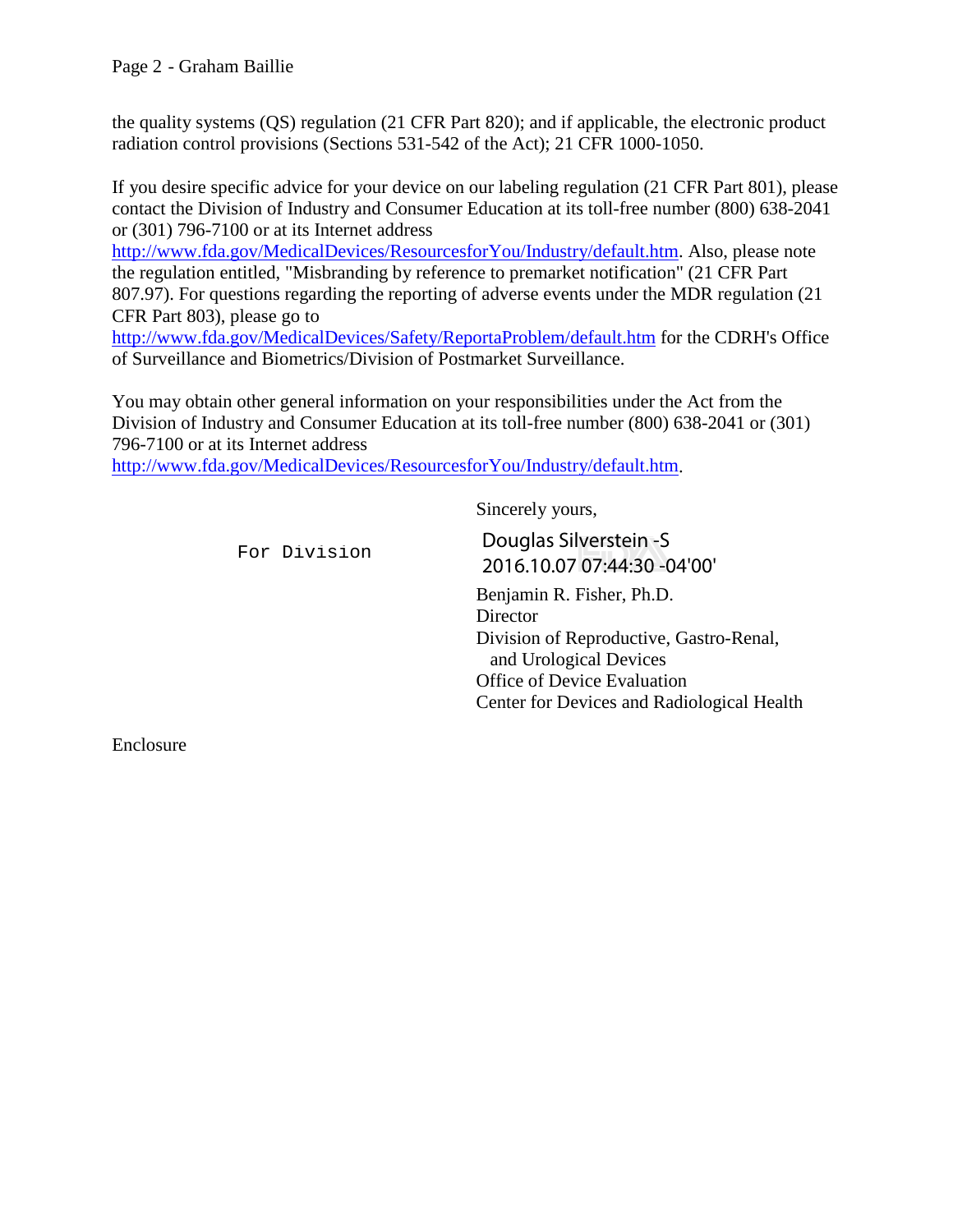the quality systems (QS) regulation (21 CFR Part 820); and if applicable, the electronic product radiation control provisions (Sections 531-542 of the Act); 21 CFR 1000-1050.

If you desire specific advice for your device on our labeling regulation (21 CFR Part 801), please contact the Division of Industry and Consumer Education at its toll-free number (800) 638-2041 or (301) 796-7100 or at its Internet address http://www.fda.gov/MedicalDevices/ResourcesforYou/Industry/default.htm. Also, please note the regulation entitled, "Misbranding by reference to premarket notification" (21 CFR Part 807.97). For questions regarding the reporting of adverse events under the MDR regulation (21 CFR Part 803), please go to http://www.fda.gov/MedicalDevices/Safety/ReportaProblem/default.htm for the CDRH's Office of Surveillance and Biometrics/Division of Postmarket Surveillance.

You may obtain other general information on your responsibilities under the Act from the Division of Industry and Consumer Education at its toll-free number (800) 638-2041 or (301) 796-7100 or at its Internet address http://www.fda.gov/MedicalDevices/ResourcesforYou/Industry/default.htm.

Sincerely yours,

For Division

Douglas Silverstein -S
2016.10.07 07:44:30 -04'00'

Benjamin R. Fisher, Ph.D.
Director
Division of Reproductive, Gastro-Renal, and Urological Devices
Office of Device Evaluation
Center for Devices and Radiological Health

Enclosure